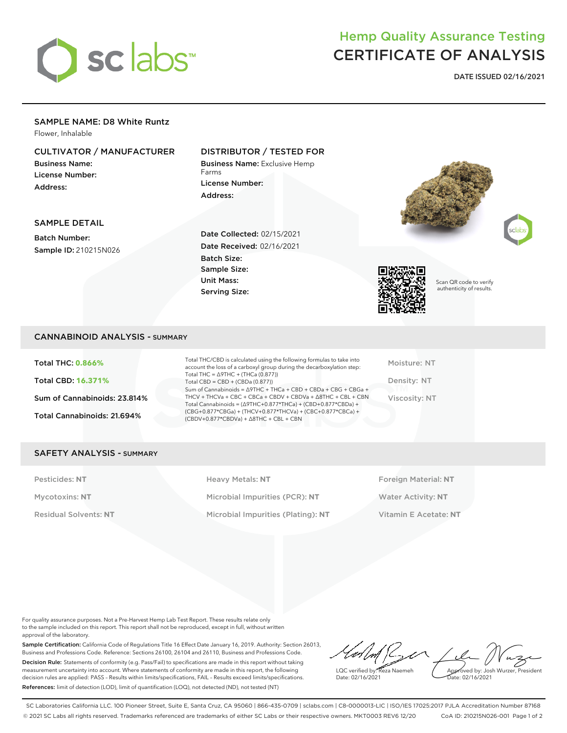# Hemp Quality Assurance Testing CERTIFICATE OF ANALYSIS

**DATE ISSUED 02/16/2021**

## SAMPLE NAME: D8 White Runtz

Flower, Inhalable

### CULTIVATOR / MANUFACTURER

**Business Name:**
**License Number:**
**Address:**

### DISTRIBUTOR / TESTED FOR

**Business Name:** Exclusive Hemp Farms
**License Number:**
**Address:**

### SAMPLE DETAIL

**Batch Number:**
**Sample ID:** 210215N026

**Date Collected:** 02/15/2021
**Date Received:** 02/16/2021
**Batch Size:**
**Sample Size:**
**Unit Mass:**
**Serving Size:**

Scan QR code to verify authenticity of results.

## CANNABINOID ANALYSIS - SUMMARY

**Total THC: 0.866%**

**Total CBD: 16.371%**

**Sum of Cannabinoids: 23.814%**

**Total Cannabinoids: 21.694%**

Total THC/CBD is calculated using the following formulas to take into account the loss of a carboxyl group during the decarboxylation step:
Total THC = Δ9THC + (THCa (0.877))
Total CBD = CBD + (CBDa (0.877))
Sum of Cannabinoids = Δ9THC + THCa + CBD + CBDa + CBG + CBGa + THCV + THCVa + CBC + CBCa + CBDV + CBDVa + Δ8THC + CBL + CBN
Total Cannabinoids = (Δ9THC+0.877*THCa) + (CBD+0.877*CBDa) + (CBG+0.877*CBGa) + (THCV+0.877*THCVa) + (CBC+0.877*CBCa) + (CBDV+0.877*CBDVa) + Δ8THC + CBL + CBN

Moisture: NT

Density: NT

Viscosity: NT

## SAFETY ANALYSIS - SUMMARY

Pesticides: **NT**

Mycotoxins: **NT**

Residual Solvents: **NT**

Heavy Metals: **NT**

Microbial Impurities (PCR): **NT**

Microbial Impurities (Plating): **NT**

Foreign Material: **NT**

Water Activity: **NT**

Vitamin E Acetate: **NT**

For quality assurance purposes. Not a Pre-Harvest Hemp Lab Test Report. These results relate only to the sample included on this report. This report shall not be reproduced, except in full, without written approval of the laboratory.

**Sample Certification:** California Code of Regulations Title 16 Effect Date January 16, 2019. Authority: Section 26013, Business and Professions Code. Reference: Sections 26100, 26104 and 26110, Business and Professions Code.

**Decision Rule:** Statements of conformity (e.g. Pass/Fail) to specifications are made in this report without taking measurement uncertainty into account. Where statements of conformity are made in this report, the following decision rules are applied: PASS – Results within limits/specifications, FAIL – Results exceed limits/specifications.

**References:** limit of detection (LOD), limit of quantification (LOQ), not detected (ND), not tested (NT)

LQC verified by: Reza Naemeh
Date: 02/16/2021

Approved by: Josh Wurzer, President
Date: 02/16/2021

SC Laboratories California LLC. 100 Pioneer Street, Suite E, Santa Cruz, CA 95060 | 866-435-0709 | sclabs.com | C8-0000013-LIC | ISO/IES 17025:2017 PJLA Accreditation Number 87168
© 2021 SC Labs all rights reserved. Trademarks referenced are trademarks of either SC Labs or their respective owners. MKT0003 REV6 12/20 CoA ID: 210215N026-001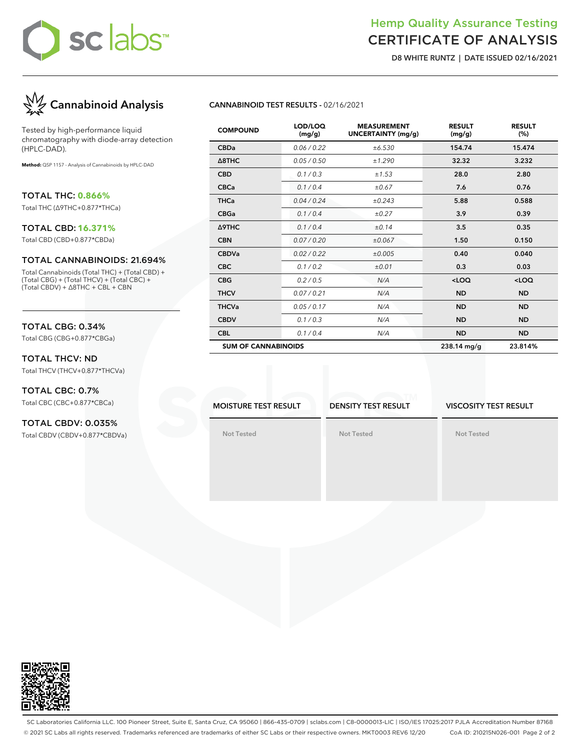# Hemp Quality Assurance Testing
# CERTIFICATE OF ANALYSIS

**D8 WHITE RUNTZ | DATE ISSUED 02/16/2021**

## Cannabinoid Analysis

Tested by high-performance liquid chromatography with diode-array detection (HPLC-DAD).

**Method:** QSP 1157 - Analysis of Cannabinoids by HPLC-DAD

**TOTAL THC: 0.866%**
Total THC (Δ9THC+0.877*THCa)

**TOTAL CBD: 16.371%**
Total CBD (CBD+0.877*CBDa)

**TOTAL CANNABINOIDS: 21.694%**
Total Cannabinoids (Total THC) + (Total CBD) + (Total CBG) + (Total THCV) + (Total CBC) + (Total CBDV) + Δ8THC + CBL + CBN

**TOTAL CBG: 0.34%**
Total CBG (CBG+0.877*CBGa)

**TOTAL THCV: ND**
Total THCV (THCV+0.877*THCVa)

**TOTAL CBC: 0.7%**
Total CBC (CBC+0.877*CBCa)

**TOTAL CBDV: 0.035%**
Total CBDV (CBDV+0.877*CBDVa)

### CANNABINOID TEST RESULTS - 02/16/2021

| COMPOUND | LOD/LOQ (mg/g) | MEASUREMENT UNCERTAINTY (mg/g) | RESULT (mg/g) | RESULT (%) |
|---|---|---|---|---|
| CBDa | 0.06 / 0.22 | ±6.530 | 154.74 | 15.474 |
| Δ8THC | 0.05 / 0.50 | ±1.290 | 32.32 | 3.232 |
| CBD | 0.1 / 0.3 | ±1.53 | 28.0 | 2.80 |
| CBCa | 0.1 / 0.4 | ±0.67 | 7.6 | 0.76 |
| THCa | 0.04 / 0.24 | ±0.243 | 5.88 | 0.588 |
| CBGa | 0.1 / 0.4 | ±0.27 | 3.9 | 0.39 |
| Δ9THC | 0.1 / 0.4 | ±0.14 | 3.5 | 0.35 |
| CBN | 0.07 / 0.20 | ±0.067 | 1.50 | 0.150 |
| CBDVa | 0.02 / 0.22 | ±0.005 | 0.40 | 0.040 |
| CBC | 0.1 / 0.2 | ±0.01 | 0.3 | 0.03 |
| CBG | 0.2 / 0.5 | N/A | <LOQ | <LOQ |
| THCV | 0.07 / 0.21 | N/A | ND | ND |
| THCVa | 0.05 / 0.17 | N/A | ND | ND |
| CBDV | 0.1 / 0.3 | N/A | ND | ND |
| CBL | 0.1 / 0.4 | N/A | ND | ND |
| **SUM OF CANNABINOIDS** | | | **238.14 mg/g** | **23.814%** |

| MOISTURE TEST RESULT | DENSITY TEST RESULT | VISCOSITY TEST RESULT |
|---|---|---|
| Not Tested | Not Tested | Not Tested |

SC Laboratories California LLC. 100 Pioneer Street, Suite E, Santa Cruz, CA 95060 | 866-435-0709 | sclabs.com | C8-0000013-LIC | ISO/IES 17025:2017 PJLA Accreditation Number 87168
© 2021 SC Labs all rights reserved. Trademarks referenced are trademarks of either SC Labs or their respective owners. MKT0003 REV6 12/20 CoA ID: 210215N026-001